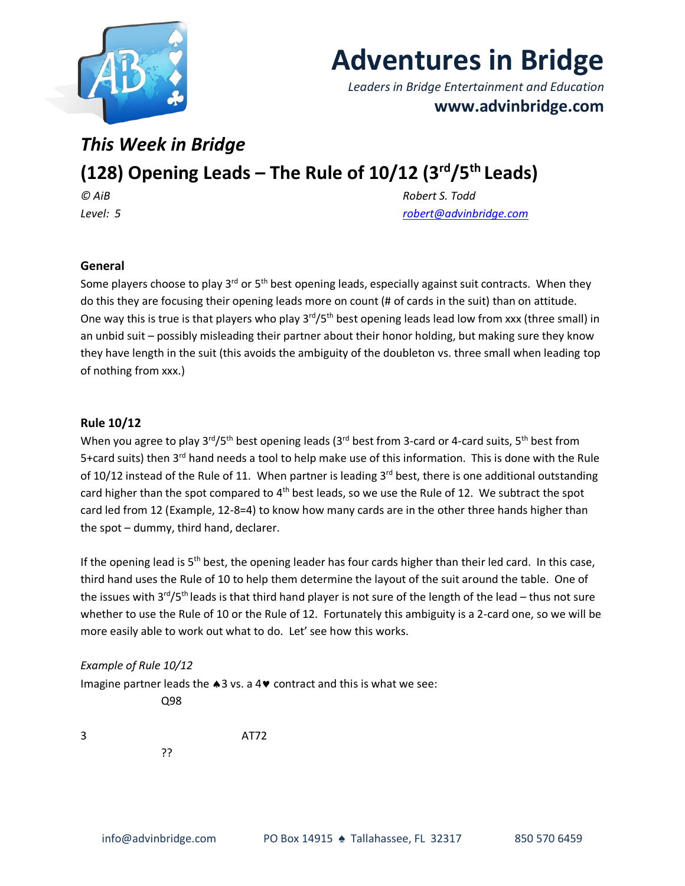# Adventures in Bridge

*Leaders in Bridge Entertainment and Education*

**www.advinbridge.com**

## *This Week in Bridge*

## (128) Opening Leads – The Rule of 10/12 (3rd/5th Leads)

*© AiB* — *Robert S. Todd*

*Level: 5* — *robert@advinbridge.com*

### General

Some players choose to play 3rd or 5th best opening leads, especially against suit contracts. When they do this they are focusing their opening leads more on count (# of cards in the suit) than on attitude. One way this is true is that players who play 3rd/5th best opening leads lead low from xxx (three small) in an unbid suit – possibly misleading their partner about their honor holding, but making sure they know they have length in the suit (this avoids the ambiguity of the doubleton vs. three small when leading top of nothing from xxx.)

### Rule 10/12

When you agree to play 3rd/5th best opening leads (3rd best from 3-card or 4-card suits, 5th best from 5+card suits) then 3rd hand needs a tool to help make use of this information. This is done with the Rule of 10/12 instead of the Rule of 11. When partner is leading 3rd best, there is one additional outstanding card higher than the spot compared to 4th best leads, so we use the Rule of 12. We subtract the spot card led from 12 (Example, 12-8=4) to know how many cards are in the other three hands higher than the spot – dummy, third hand, declarer.

If the opening lead is 5th best, the opening leader has four cards higher than their led card. In this case, third hand uses the Rule of 10 to help them determine the layout of the suit around the table. One of the issues with 3rd/5th leads is that third hand player is not sure of the length of the lead – thus not sure whether to use the Rule of 10 or the Rule of 12. Fortunately this ambiguity is a 2-card one, so we will be more easily able to work out what to do. Let' see how this works.

*Example of Rule 10/12*

Imagine partner leads the ♠3 vs. a 4♥ contract and this is what we see:

```
          Q98

3                   AT72

          ??
```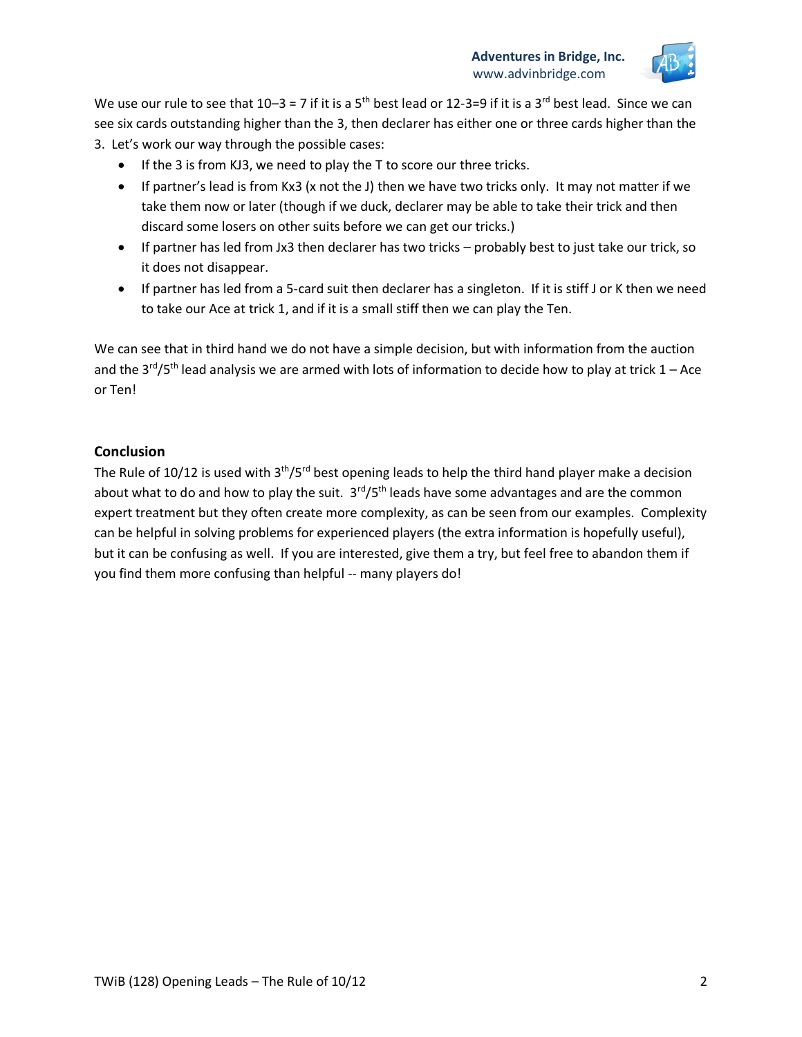We use our rule to see that 10–3 = 7 if it is a 5th best lead or 12-3=9 if it is a 3rd best lead. Since we can see six cards outstanding higher than the 3, then declarer has either one or three cards higher than the 3. Let's work our way through the possible cases:

- If the 3 is from KJ3, we need to play the T to score our three tricks.
- If partner's lead is from Kx3 (x not the J) then we have two tricks only. It may not matter if we take them now or later (though if we duck, declarer may be able to take their trick and then discard some losers on other suits before we can get our tricks.)
- If partner has led from Jx3 then declarer has two tricks – probably best to just take our trick, so it does not disappear.
- If partner has led from a 5-card suit then declarer has a singleton. If it is stiff J or K then we need to take our Ace at trick 1, and if it is a small stiff then we can play the Ten.

We can see that in third hand we do not have a simple decision, but with information from the auction and the 3rd/5th lead analysis we are armed with lots of information to decide how to play at trick 1 – Ace or Ten!

## Conclusion

The Rule of 10/12 is used with 3th/5rd best opening leads to help the third hand player make a decision about what to do and how to play the suit. 3rd/5th leads have some advantages and are the common expert treatment but they often create more complexity, as can be seen from our examples. Complexity can be helpful in solving problems for experienced players (the extra information is hopefully useful), but it can be confusing as well. If you are interested, give them a try, but feel free to abandon them if you find them more confusing than helpful -- many players do!